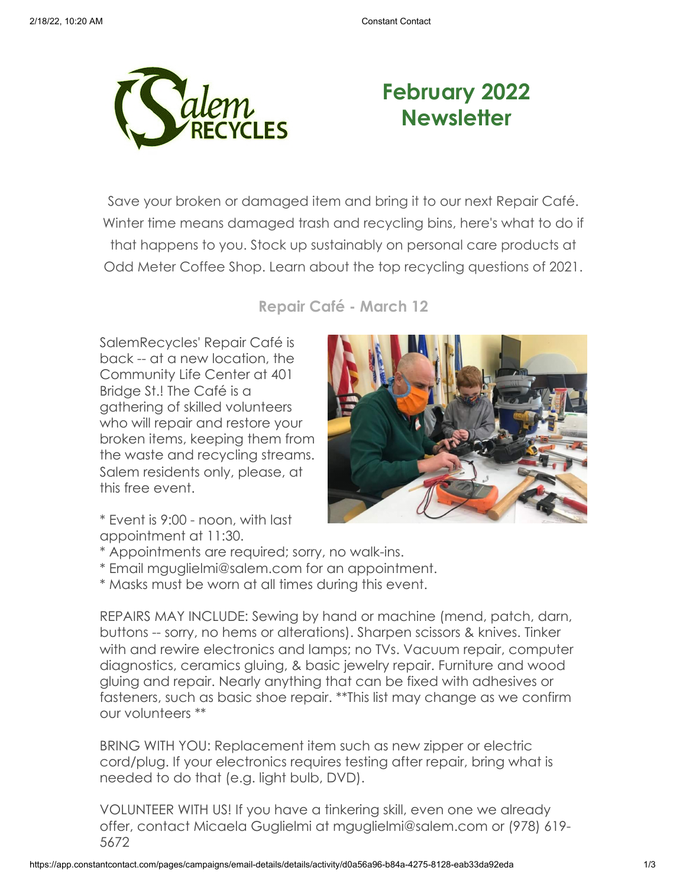# February 2022 Newsletter

Save your broken or damaged item and bring it to our next Repair Café. Winter time means damaged trash and recycling bins, here's what to do if that happens to you. Stock up sustainably on personal care products at Odd Meter Coffee Shop. Learn about the top recycling questions of 2021.

## Repair Café - March 12

SalemRecycles' Repair Café is back -- at a new location, the Community Life Center at 401 Bridge St.! The Café is a gathering of skilled volunteers who will repair and restore your broken items, keeping them from the waste and recycling streams. Salem residents only, please, at this free event.

* Event is 9:00 - noon, with last appointment at 11:30.
* Appointments are required; sorry, no walk-ins.
* Email mguglielmi@salem.com for an appointment.
* Masks must be worn at all times during this event.

REPAIRS MAY INCLUDE: Sewing by hand or machine (mend, patch, darn, buttons -- sorry, no hems or alterations). Sharpen scissors & knives. Tinker with and rewire electronics and lamps; no TVs. Vacuum repair, computer diagnostics, ceramics gluing, & basic jewelry repair. Furniture and wood gluing and repair. Nearly anything that can be fixed with adhesives or fasteners, such as basic shoe repair. **This list may change as we confirm our volunteers **

BRING WITH YOU: Replacement item such as new zipper or electric cord/plug. If your electronics requires testing after repair, bring what is needed to do that (e.g. light bulb, DVD).

VOLUNTEER WITH US! If you have a tinkering skill, even one we already offer, contact Micaela Guglielmi at mguglielmi@salem.com or (978) 619-5672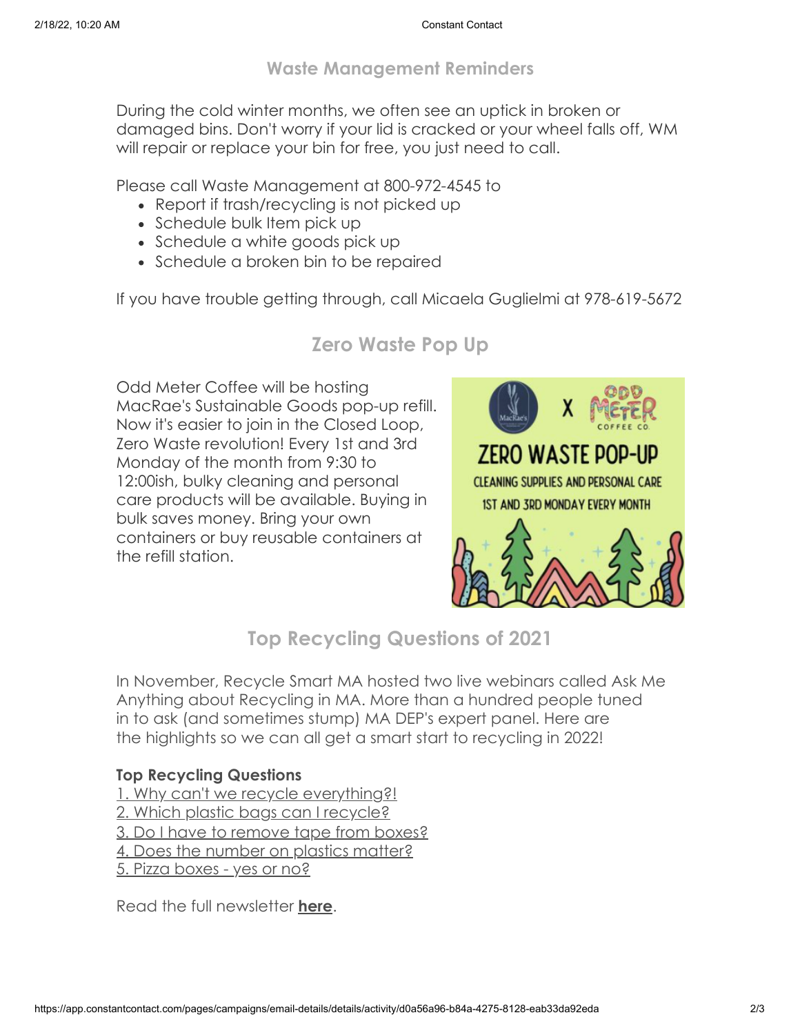## Waste Management Reminders

During the cold winter months, we often see an uptick in broken or damaged bins. Don't worry if your lid is cracked or your wheel falls off, WM will repair or replace your bin for free, you just need to call.

Please call Waste Management at 800-972-4545 to

- Report if trash/recycling is not picked up
- Schedule bulk Item pick up
- Schedule a white goods pick up
- Schedule a broken bin to be repaired

If you have trouble getting through, call Micaela Guglielmi at 978-619-5672

## Zero Waste Pop Up

Odd Meter Coffee will be hosting MacRae's Sustainable Goods pop-up refill. Now it's easier to join in the Closed Loop, Zero Waste revolution! Every 1st and 3rd Monday of the month from 9:30 to 12:00ish, bulky cleaning and personal care products will be available. Buying in bulk saves money. Bring your own containers or buy reusable containers at the refill station.

## Top Recycling Questions of 2021

In November, Recycle Smart MA hosted two live webinars called Ask Me Anything about Recycling in MA. More than a hundred people tuned in to ask (and sometimes stump) MA DEP's expert panel. Here are the highlights so we can all get a smart start to recycling in 2022!

**Top Recycling Questions**

1. Why can't we recycle everything?!
2. Which plastic bags can I recycle?
3. Do I have to remove tape from boxes?
4. Does the number on plastics matter?
5. Pizza boxes - yes or no?

Read the full newsletter **here**.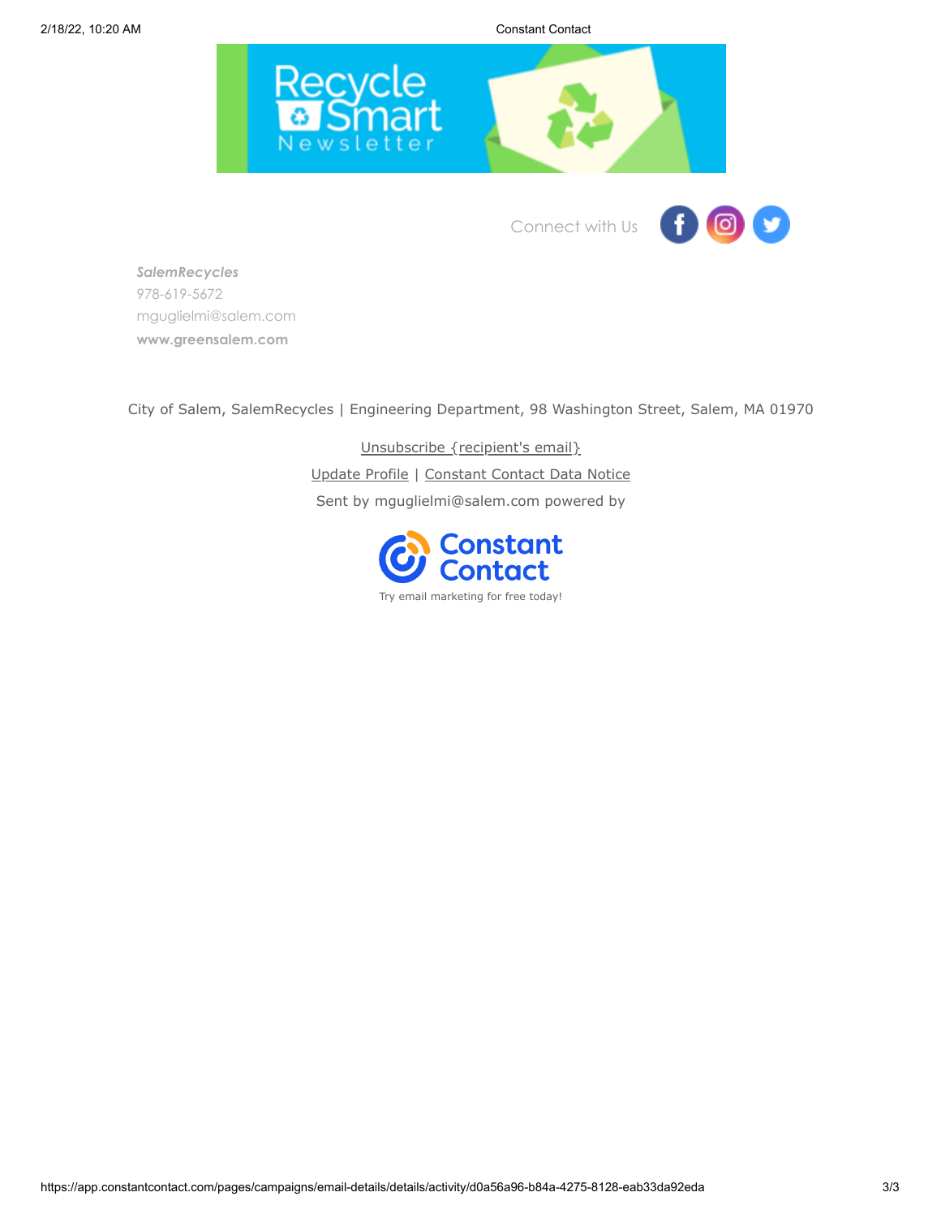Connect with Us

*SalemRecycles*
978-619-5672
mguglielmi@salem.com
**www.greensalem.com**

City of Salem, SalemRecycles | Engineering Department, 98 Washington Street, Salem, MA 01970

Unsubscribe {recipient's email}

Update Profile | Constant Contact Data Notice

Sent by mguglielmi@salem.com powered by

Constant Contact

Try email marketing for free today!